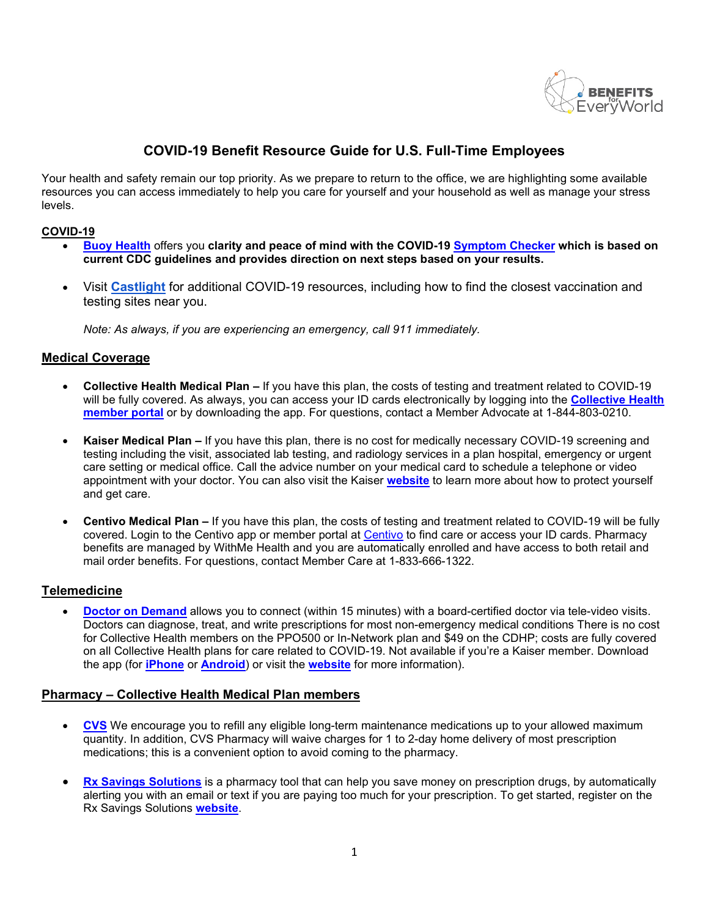# COVID-19 Benefit Resource Guide for U.S. Full-Time Employees

Your health and safety remain our top priority. As we prepare to return to the office, we are highlighting some available resources you can access immediately to help you care for yourself and your household as well as manage your stress levels.

## COVID-19

- **Buoy Health** offers you **clarity and peace of mind with the COVID-19 Symptom Checker which is based on current CDC guidelines and provides direction on next steps based on your results.**
- Visit **Castlight** for additional COVID-19 resources, including how to find the closest vaccination and testing sites near you.

  *Note: As always, if you are experiencing an emergency, call 911 immediately.*

## Medical Coverage

- **Collective Health Medical Plan –** If you have this plan, the costs of testing and treatment related to COVID-19 will be fully covered. As always, you can access your ID cards electronically by logging into the **Collective Health member portal** or by downloading the app. For questions, contact a Member Advocate at 1-844-803-0210.
- **Kaiser Medical Plan –** If you have this plan, there is no cost for medically necessary COVID-19 screening and testing including the visit, associated lab testing, and radiology services in a plan hospital, emergency or urgent care setting or medical office. Call the advice number on your medical card to schedule a telephone or video appointment with your doctor. You can also visit the Kaiser **website** to learn more about how to protect yourself and get care.
- **Centivo Medical Plan –** If you have this plan, the costs of testing and treatment related to COVID-19 will be fully covered. Login to the Centivo app or member portal at Centivo to find care or access your ID cards. Pharmacy benefits are managed by WithMe Health and you are automatically enrolled and have access to both retail and mail order benefits. For questions, contact Member Care at 1-833-666-1322.

## Telemedicine

- **Doctor on Demand** allows you to connect (within 15 minutes) with a board-certified doctor via tele-video visits. Doctors can diagnose, treat, and write prescriptions for most non-emergency medical conditions There is no cost for Collective Health members on the PPO500 or In-Network plan and $49 on the CDHP; costs are fully covered on all Collective Health plans for care related to COVID-19. Not available if you're a Kaiser member. Download the app (for **iPhone** or **Android**) or visit the **website** for more information).

## Pharmacy – Collective Health Medical Plan members

- **CVS** We encourage you to refill any eligible long-term maintenance medications up to your allowed maximum quantity. In addition, CVS Pharmacy will waive charges for 1 to 2-day home delivery of most prescription medications; this is a convenient option to avoid coming to the pharmacy.
- **Rx Savings Solutions** is a pharmacy tool that can help you save money on prescription drugs, by automatically alerting you with an email or text if you are paying too much for your prescription. To get started, register on the Rx Savings Solutions **website**.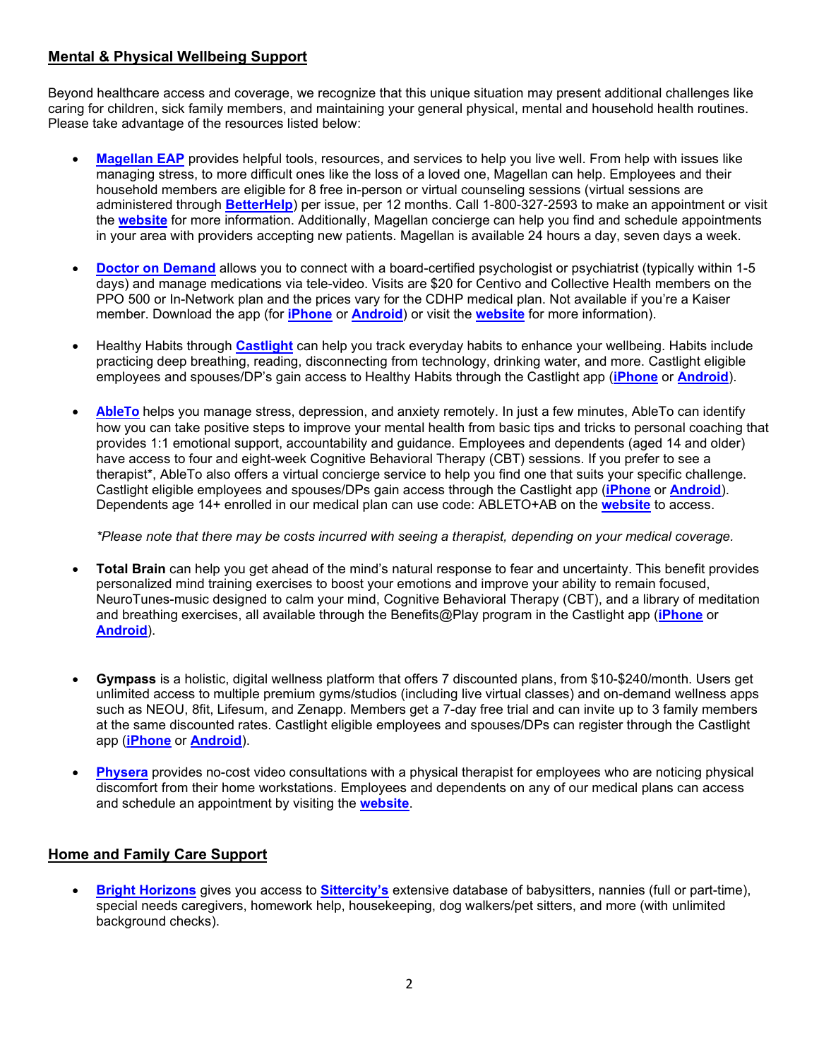## **Mental & Physical Wellbeing Support**

Beyond healthcare access and coverage, we recognize that this unique situation may present additional challenges like caring for children, sick family members, and maintaining your general physical, mental and household health routines. Please take advantage of the resources listed below:

- **Magellan EAP** provides helpful tools, resources, and services to help you live well. From help with issues like managing stress, to more difficult ones like the loss of a loved one, Magellan can help. Employees and their household members are eligible for 8 free in-person or virtual counseling sessions (virtual sessions are administered through **BetterHelp**) per issue, per 12 months. Call 1-800-327-2593 to make an appointment or visit the **website** for more information. Additionally, Magellan concierge can help you find and schedule appointments in your area with providers accepting new patients. Magellan is available 24 hours a day, seven days a week.

- **Doctor on Demand** allows you to connect with a board-certified psychologist or psychiatrist (typically within 1-5 days) and manage medications via tele-video. Visits are $20 for Centivo and Collective Health members on the PPO 500 or In-Network plan and the prices vary for the CDHP medical plan. Not available if you're a Kaiser member. Download the app (for **iPhone** or **Android**) or visit the **website** for more information).

- Healthy Habits through **Castlight** can help you track everyday habits to enhance your wellbeing. Habits include practicing deep breathing, reading, disconnecting from technology, drinking water, and more. Castlight eligible employees and spouses/DP's gain access to Healthy Habits through the Castlight app (**iPhone** or **Android**).

- **AbleTo** helps you manage stress, depression, and anxiety remotely. In just a few minutes, AbleTo can identify how you can take positive steps to improve your mental health from basic tips and tricks to personal coaching that provides 1:1 emotional support, accountability and guidance. Employees and dependents (aged 14 and older) have access to four and eight-week Cognitive Behavioral Therapy (CBT) sessions. If you prefer to see a therapist*, AbleTo also offers a virtual concierge service to help you find one that suits your specific challenge. Castlight eligible employees and spouses/DPs gain access through the Castlight app (**iPhone** or **Android**). Dependents age 14+ enrolled in our medical plan can use code: ABLETO+AB on the **website** to access.

  *\*Please note that there may be costs incurred with seeing a therapist, depending on your medical coverage.*

- **Total Brain** can help you get ahead of the mind's natural response to fear and uncertainty. This benefit provides personalized mind training exercises to boost your emotions and improve your ability to remain focused, NeuroTunes-music designed to calm your mind, Cognitive Behavioral Therapy (CBT), and a library of meditation and breathing exercises, all available through the Benefits@Play program in the Castlight app (**iPhone** or **Android**).

- **Gympass** is a holistic, digital wellness platform that offers 7 discounted plans, from $10-$240/month. Users get unlimited access to multiple premium gyms/studios (including live virtual classes) and on-demand wellness apps such as NEOU, 8fit, Lifesum, and Zenapp. Members get a 7-day free trial and can invite up to 3 family members at the same discounted rates. Castlight eligible employees and spouses/DPs can register through the Castlight app (**iPhone** or **Android**).

- **Physera** provides no-cost video consultations with a physical therapist for employees who are noticing physical discomfort from their home workstations. Employees and dependents on any of our medical plans can access and schedule an appointment by visiting the **website**.

## **Home and Family Care Support**

- **Bright Horizons** gives you access to **Sittercity's** extensive database of babysitters, nannies (full or part-time), special needs caregivers, homework help, housekeeping, dog walkers/pet sitters, and more (with unlimited background checks).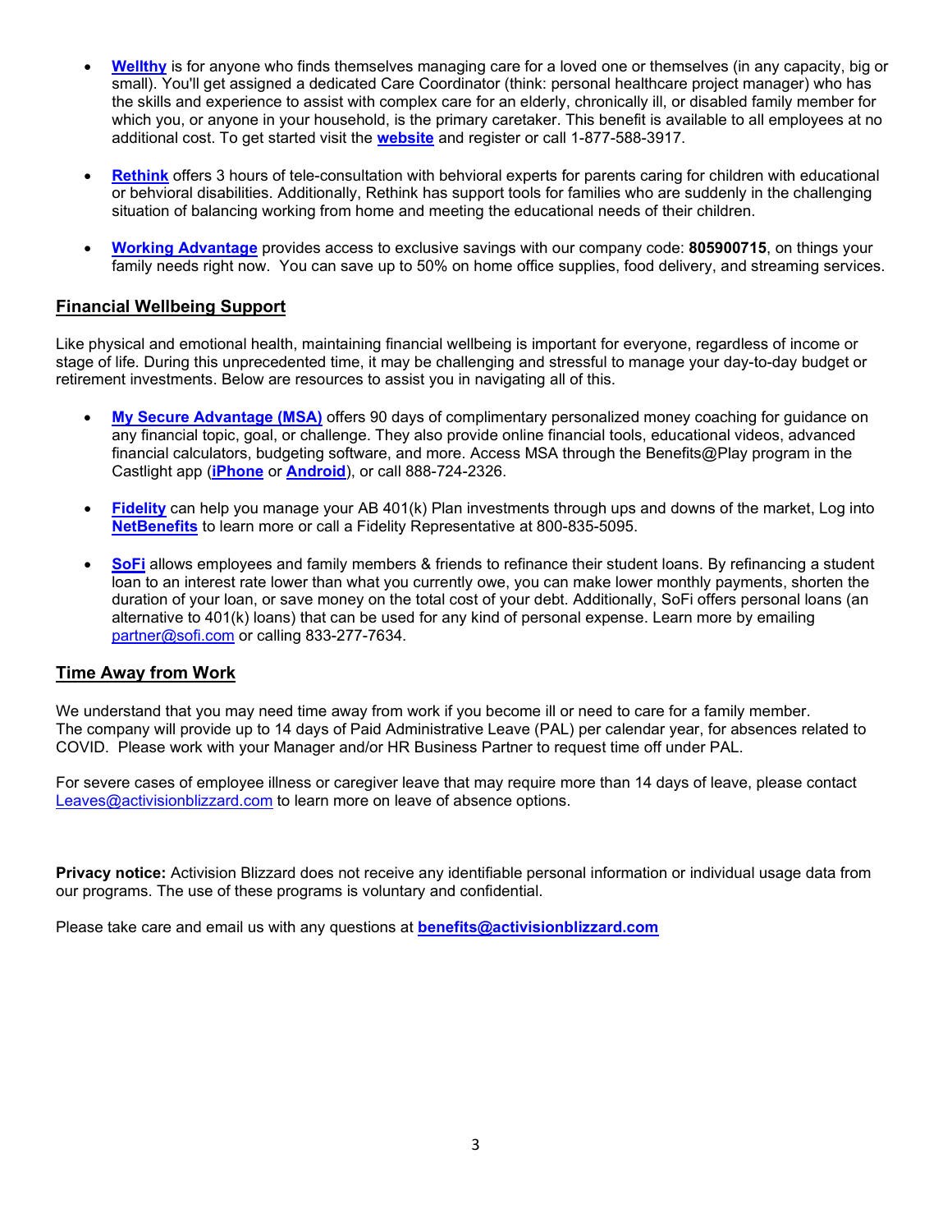- **Wellthy** is for anyone who finds themselves managing care for a loved one or themselves (in any capacity, big or small). You'll get assigned a dedicated Care Coordinator (think: personal healthcare project manager) who has the skills and experience to assist with complex care for an elderly, chronically ill, or disabled family member for which you, or anyone in your household, is the primary caretaker. This benefit is available to all employees at no additional cost. To get started visit the **website** and register or call 1-877-588-3917.

- **Rethink** offers 3 hours of tele-consultation with behvioral experts for parents caring for children with educational or behvioral disabilities. Additionally, Rethink has support tools for families who are suddenly in the challenging situation of balancing working from home and meeting the educational needs of their children.

- **Working Advantage** provides access to exclusive savings with our company code: **805900715**, on things your family needs right now. You can save up to 50% on home office supplies, food delivery, and streaming services.

## Financial Wellbeing Support

Like physical and emotional health, maintaining financial wellbeing is important for everyone, regardless of income or stage of life. During this unprecedented time, it may be challenging and stressful to manage your day-to-day budget or retirement investments. Below are resources to assist you in navigating all of this.

- **My Secure Advantage (MSA)** offers 90 days of complimentary personalized money coaching for guidance on any financial topic, goal, or challenge. They also provide online financial tools, educational videos, advanced financial calculators, budgeting software, and more. Access MSA through the Benefits@Play program in the Castlight app (**iPhone** or **Android**), or call 888-724-2326.

- **Fidelity** can help you manage your AB 401(k) Plan investments through ups and downs of the market, Log into **NetBenefits** to learn more or call a Fidelity Representative at 800-835-5095.

- **SoFi** allows employees and family members & friends to refinance their student loans. By refinancing a student loan to an interest rate lower than what you currently owe, you can make lower monthly payments, shorten the duration of your loan, or save money on the total cost of your debt. Additionally, SoFi offers personal loans (an alternative to 401(k) loans) that can be used for any kind of personal expense. Learn more by emailing partner@sofi.com or calling 833-277-7634.

## Time Away from Work

We understand that you may need time away from work if you become ill or need to care for a family member. The company will provide up to 14 days of Paid Administrative Leave (PAL) per calendar year, for absences related to COVID. Please work with your Manager and/or HR Business Partner to request time off under PAL.

For severe cases of employee illness or caregiver leave that may require more than 14 days of leave, please contact Leaves@activisionblizzard.com to learn more on leave of absence options.

**Privacy notice:** Activision Blizzard does not receive any identifiable personal information or individual usage data from our programs. The use of these programs is voluntary and confidential.

Please take care and email us with any questions at **benefits@activisionblizzard.com**